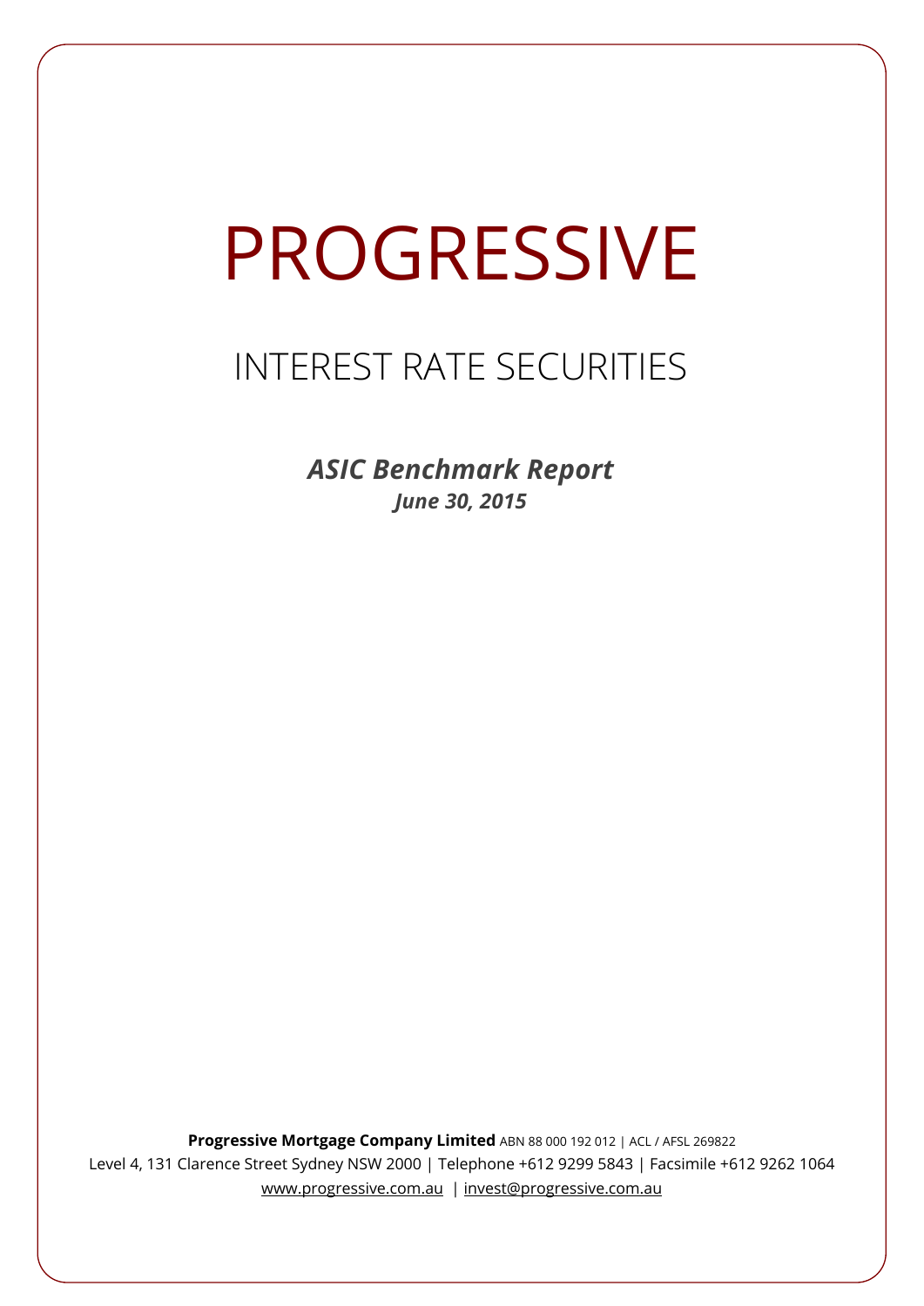# PROGRESSIVE

## INTEREST RATE SECURITIES

***ASIC Benchmark Report***

***June 30, 2015***

**Progressive Mortgage Company Limited** ABN 88 000 192 012 | ACL / AFSL 269822

Level 4, 131 Clarence Street Sydney NSW 2000 | Telephone +612 9299 5843 | Facsimile +612 9262 1064

www.progressive.com.au | invest@progressive.com.au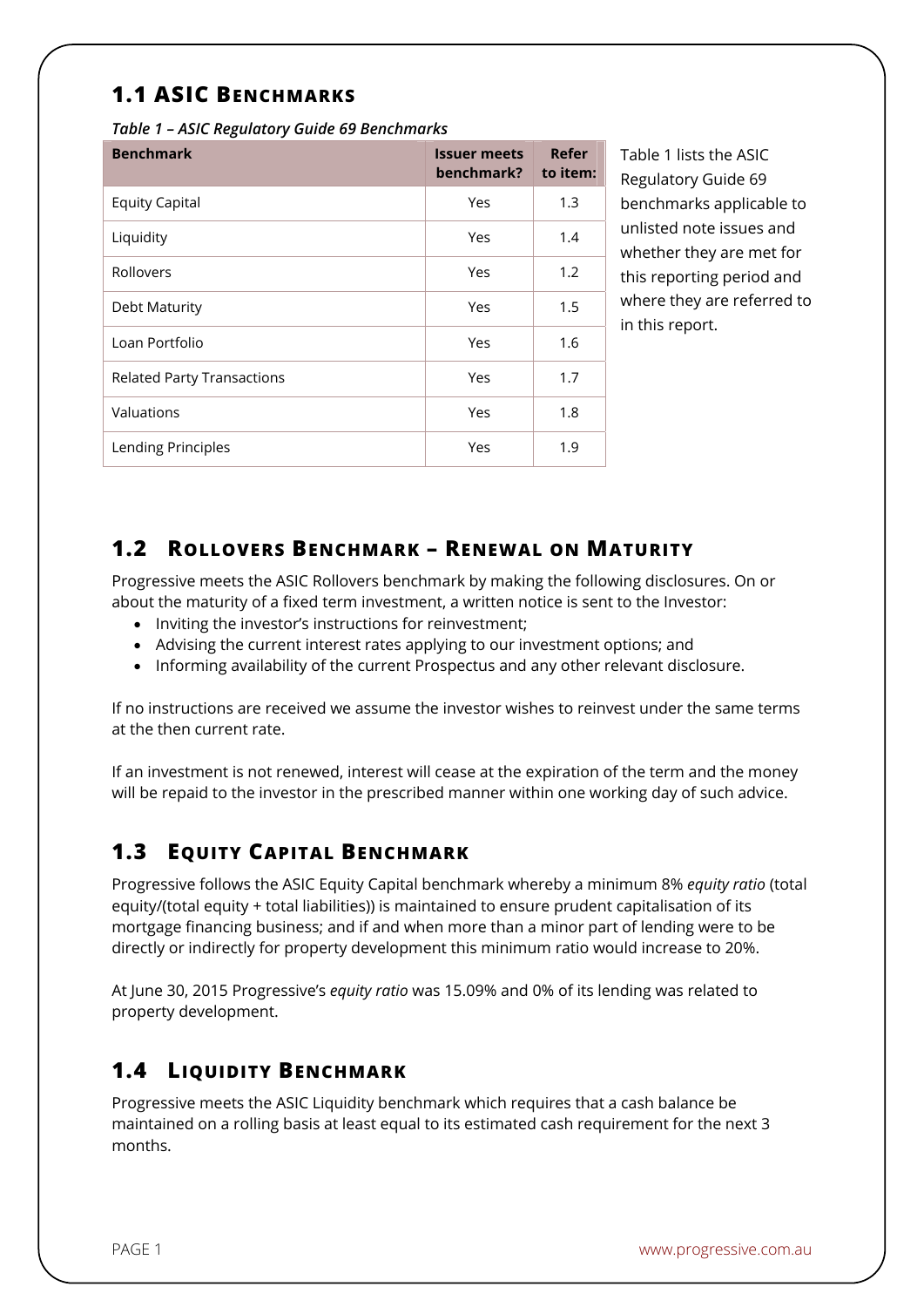## 1.1 ASIC Benchmarks

*Table 1 – ASIC Regulatory Guide 69 Benchmarks*

| Benchmark | Issuer meets benchmark? | Refer to item: |
|---|---|---|
| Equity Capital | Yes | 1.3 |
| Liquidity | Yes | 1.4 |
| Rollovers | Yes | 1.2 |
| Debt Maturity | Yes | 1.5 |
| Loan Portfolio | Yes | 1.6 |
| Related Party Transactions | Yes | 1.7 |
| Valuations | Yes | 1.8 |
| Lending Principles | Yes | 1.9 |

Table 1 lists the ASIC Regulatory Guide 69 benchmarks applicable to unlisted note issues and whether they are met for this reporting period and where they are referred to in this report.

## 1.2 Rollovers Benchmark – Renewal on Maturity

Progressive meets the ASIC Rollovers benchmark by making the following disclosures. On or about the maturity of a fixed term investment, a written notice is sent to the Investor:

- Inviting the investor's instructions for reinvestment;
- Advising the current interest rates applying to our investment options; and
- Informing availability of the current Prospectus and any other relevant disclosure.

If no instructions are received we assume the investor wishes to reinvest under the same terms at the then current rate.

If an investment is not renewed, interest will cease at the expiration of the term and the money will be repaid to the investor in the prescribed manner within one working day of such advice.

## 1.3 Equity Capital Benchmark

Progressive follows the ASIC Equity Capital benchmark whereby a minimum 8% *equity ratio* (total equity/(total equity + total liabilities)) is maintained to ensure prudent capitalisation of its mortgage financing business; and if and when more than a minor part of lending were to be directly or indirectly for property development this minimum ratio would increase to 20%.

At June 30, 2015 Progressive's *equity ratio* was 15.09% and 0% of its lending was related to property development.

## 1.4 Liquidity Benchmark

Progressive meets the ASIC Liquidity benchmark which requires that a cash balance be maintained on a rolling basis at least equal to its estimated cash requirement for the next 3 months.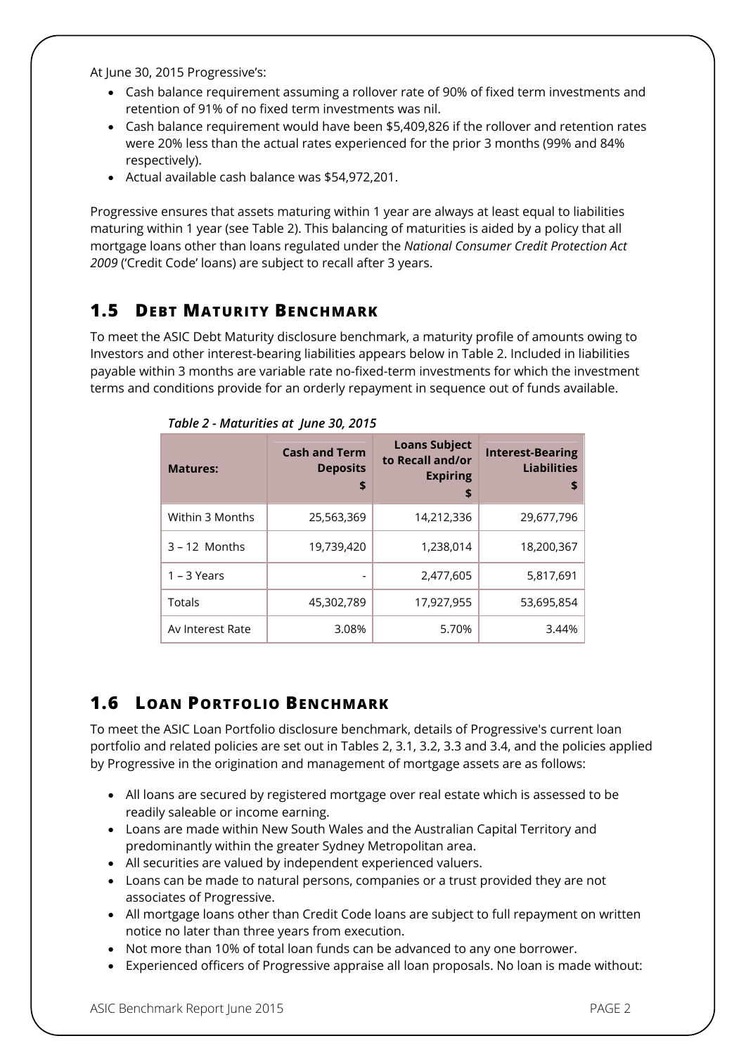At June 30, 2015 Progressive's:

- Cash balance requirement assuming a rollover rate of 90% of fixed term investments and retention of 91% of no fixed term investments was nil.
- Cash balance requirement would have been $5,409,826 if the rollover and retention rates were 20% less than the actual rates experienced for the prior 3 months (99% and 84% respectively).
- Actual available cash balance was $54,972,201.

Progressive ensures that assets maturing within 1 year are always at least equal to liabilities maturing within 1 year (see Table 2). This balancing of maturities is aided by a policy that all mortgage loans other than loans regulated under the *National Consumer Credit Protection Act 2009* ('Credit Code' loans) are subject to recall after 3 years.

## 1.5 Debt Maturity Benchmark

To meet the ASIC Debt Maturity disclosure benchmark, a maturity profile of amounts owing to Investors and other interest-bearing liabilities appears below in Table 2. Included in liabilities payable within 3 months are variable rate no-fixed-term investments for which the investment terms and conditions provide for an orderly repayment in sequence out of funds available.

*Table 2 - Maturities at June 30, 2015*

| Matures: | Cash and Term Deposits $ | Loans Subject to Recall and/or Expiring $ | Interest-Bearing Liabilities $ |
|---|---|---|---|
| Within 3 Months | 25,563,369 | 14,212,336 | 29,677,796 |
| 3 – 12 Months | 19,739,420 | 1,238,014 | 18,200,367 |
| 1 – 3 Years | - | 2,477,605 | 5,817,691 |
| Totals | 45,302,789 | 17,927,955 | 53,695,854 |
| Av Interest Rate | 3.08% | 5.70% | 3.44% |

## 1.6 Loan Portfolio Benchmark

To meet the ASIC Loan Portfolio disclosure benchmark, details of Progressive's current loan portfolio and related policies are set out in Tables 2, 3.1, 3.2, 3.3 and 3.4, and the policies applied by Progressive in the origination and management of mortgage assets are as follows:

- All loans are secured by registered mortgage over real estate which is assessed to be readily saleable or income earning.
- Loans are made within New South Wales and the Australian Capital Territory and predominantly within the greater Sydney Metropolitan area.
- All securities are valued by independent experienced valuers.
- Loans can be made to natural persons, companies or a trust provided they are not associates of Progressive.
- All mortgage loans other than Credit Code loans are subject to full repayment on written notice no later than three years from execution.
- Not more than 10% of total loan funds can be advanced to any one borrower.
- Experienced officers of Progressive appraise all loan proposals. No loan is made without: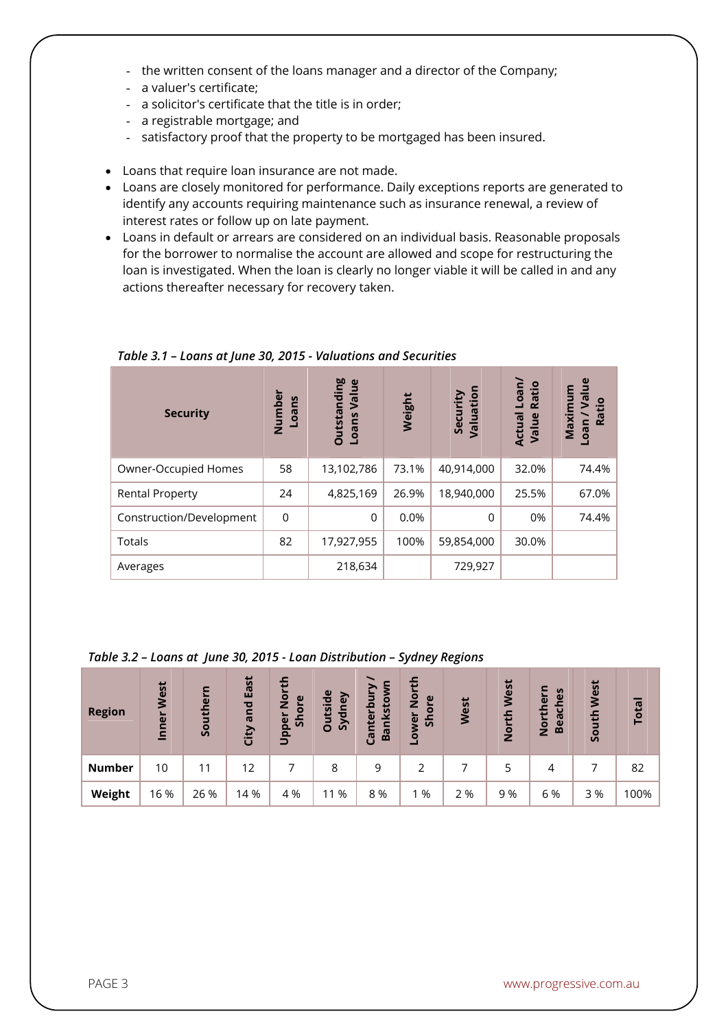- the written consent of the loans manager and a director of the Company;
- a valuer's certificate;
- a solicitor's certificate that the title is in order;
- a registrable mortgage; and
- satisfactory proof that the property to be mortgaged has been insured.

- Loans that require loan insurance are not made.
- Loans are closely monitored for performance. Daily exceptions reports are generated to identify any accounts requiring maintenance such as insurance renewal, a review of interest rates or follow up on late payment.
- Loans in default or arrears are considered on an individual basis. Reasonable proposals for the borrower to normalise the account are allowed and scope for restructuring the loan is investigated. When the loan is clearly no longer viable it will be called in and any actions thereafter necessary for recovery taken.

*Table 3.1 – Loans at June 30, 2015 - Valuations and Securities*

| Security | Number Loans | Outstanding Loans Value | Weight | Security Valuation | Actual Loan/ Value Ratio | Maximum Loan / Value Ratio |
|---|---|---|---|---|---|---|
| Owner-Occupied Homes | 58 | 13,102,786 | 73.1% | 40,914,000 | 32.0% | 74.4% |
| Rental Property | 24 | 4,825,169 | 26.9% | 18,940,000 | 25.5% | 67.0% |
| Construction/Development | 0 | 0 | 0.0% | 0 | 0% | 74.4% |
| Totals | 82 | 17,927,955 | 100% | 59,854,000 | 30.0% | |
| Averages | | 218,634 | | 729,927 | | |

*Table 3.2 – Loans at June 30, 2015 - Loan Distribution – Sydney Regions*

| Region | Inner West | Southern | City and East | Upper North Shore | Outside Sydney | Canterbury / Bankstown | Lower North Shore | West | North West | Northern Beaches | South West | Total |
|---|---|---|---|---|---|---|---|---|---|---|---|---|
| **Number** | 10 | 11 | 12 | 7 | 8 | 9 | 2 | 7 | 5 | 4 | 7 | 82 |
| **Weight** | 16 % | 26 % | 14 % | 4 % | 11 % | 8 % | 1 % | 2 % | 9 % | 6 % | 3 % | 100% |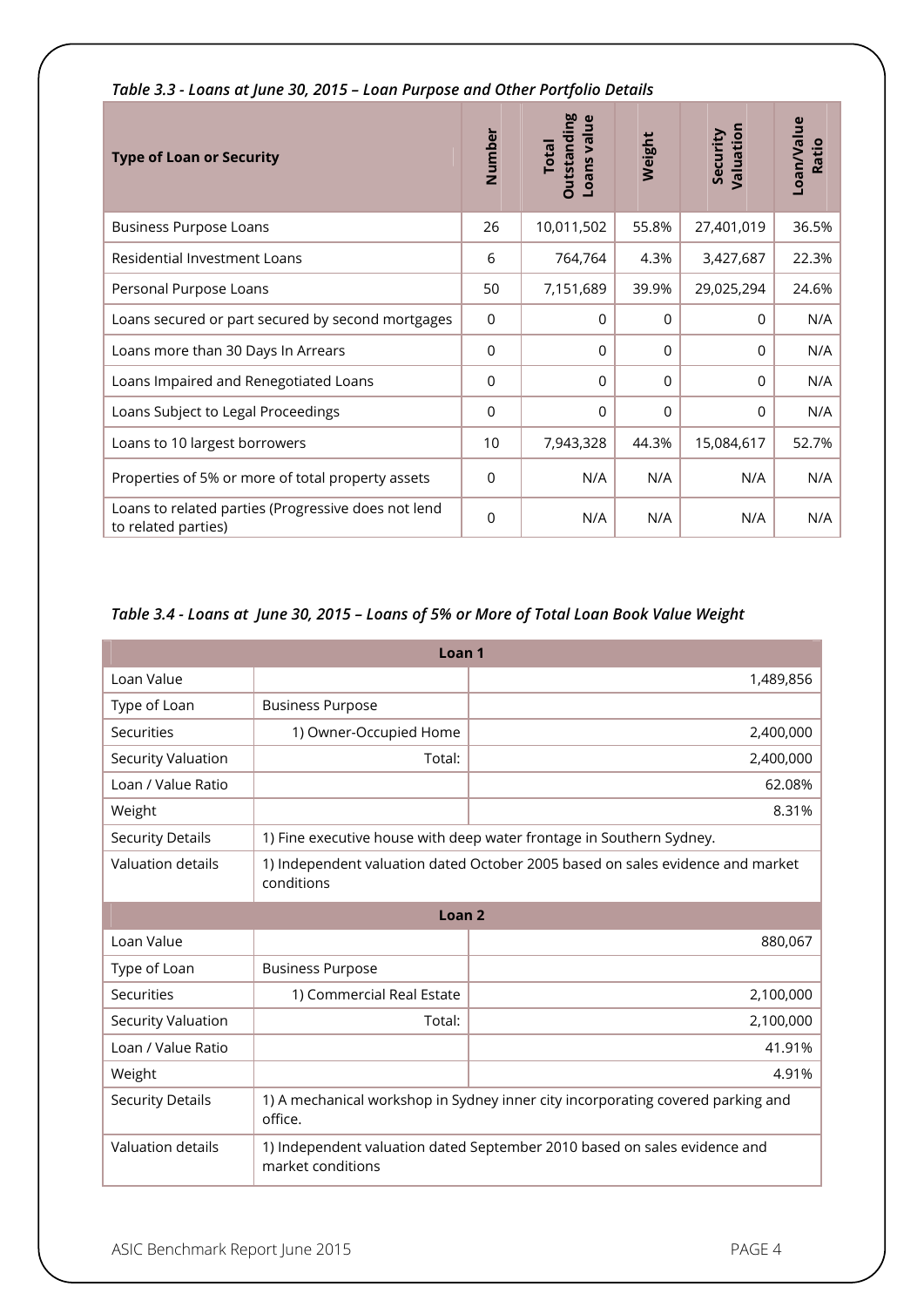*Table 3.3 - Loans at June 30, 2015 – Loan Purpose and Other Portfolio Details*

| Type of Loan or Security | Number | Total Outstanding Loans value | Weight | Security Valuation | Loan/Value Ratio |
|---|---|---|---|---|---|
| Business Purpose Loans | 26 | 10,011,502 | 55.8% | 27,401,019 | 36.5% |
| Residential Investment Loans | 6 | 764,764 | 4.3% | 3,427,687 | 22.3% |
| Personal Purpose Loans | 50 | 7,151,689 | 39.9% | 29,025,294 | 24.6% |
| Loans secured or part secured by second mortgages | 0 | 0 | 0 | 0 | N/A |
| Loans more than 30 Days In Arrears | 0 | 0 | 0 | 0 | N/A |
| Loans Impaired and Renegotiated Loans | 0 | 0 | 0 | 0 | N/A |
| Loans Subject to Legal Proceedings | 0 | 0 | 0 | 0 | N/A |
| Loans to 10 largest borrowers | 10 | 7,943,328 | 44.3% | 15,084,617 | 52.7% |
| Properties of 5% or more of total property assets | 0 | N/A | N/A | N/A | N/A |
| Loans to related parties (Progressive does not lend to related parties) | 0 | N/A | N/A | N/A | N/A |

*Table 3.4 - Loans at June 30, 2015 – Loans of 5% or More of Total Loan Book Value Weight*

| Loan 1 | | |
|---|---|---|
| Loan Value | | 1,489,856 |
| Type of Loan | Business Purpose | |
| Securities | 1) Owner-Occupied Home | 2,400,000 |
| Security Valuation | Total: | 2,400,000 |
| Loan / Value Ratio | | 62.08% |
| Weight | | 8.31% |
| Security Details | 1) Fine executive house with deep water frontage in Southern Sydney. | |
| Valuation details | 1) Independent valuation dated October 2005 based on sales evidence and market conditions | |
| **Loan 2** | | |
| Loan Value | | 880,067 |
| Type of Loan | Business Purpose | |
| Securities | 1) Commercial Real Estate | 2,100,000 |
| Security Valuation | Total: | 2,100,000 |
| Loan / Value Ratio | | 41.91% |
| Weight | | 4.91% |
| Security Details | 1) A mechanical workshop in Sydney inner city incorporating covered parking and office. | |
| Valuation details | 1) Independent valuation dated September 2010 based on sales evidence and market conditions | |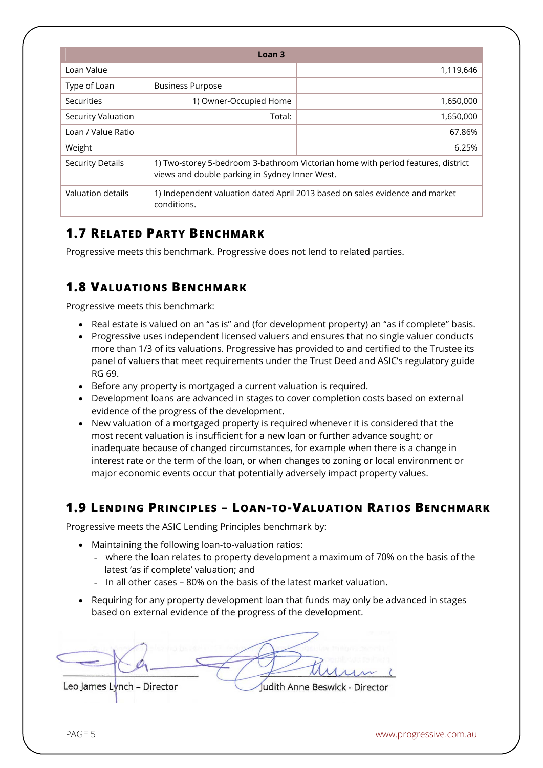| Loan 3 | | |
|---|---|---|
| Loan Value | | 1,119,646 |
| Type of Loan | Business Purpose | |
| Securities | 1) Owner-Occupied Home | 1,650,000 |
| Security Valuation | Total: | 1,650,000 |
| Loan / Value Ratio | | 67.86% |
| Weight | | 6.25% |
| Security Details | 1) Two-storey 5-bedroom 3-bathroom Victorian home with period features, district views and double parking in Sydney Inner West. | |
| Valuation details | 1) Independent valuation dated April 2013 based on sales evidence and market conditions. | |

## 1.7 Related Party Benchmark

Progressive meets this benchmark. Progressive does not lend to related parties.

## 1.8 Valuations Benchmark

Progressive meets this benchmark:

- Real estate is valued on an "as is" and (for development property) an "as if complete" basis.
- Progressive uses independent licensed valuers and ensures that no single valuer conducts more than 1/3 of its valuations. Progressive has provided to and certified to the Trustee its panel of valuers that meet requirements under the Trust Deed and ASIC's regulatory guide RG 69.
- Before any property is mortgaged a current valuation is required.
- Development loans are advanced in stages to cover completion costs based on external evidence of the progress of the development.
- New valuation of a mortgaged property is required whenever it is considered that the most recent valuation is insufficient for a new loan or further advance sought; or inadequate because of changed circumstances, for example when there is a change in interest rate or the term of the loan, or when changes to zoning or local environment or major economic events occur that potentially adversely impact property values.

## 1.9 Lending Principles – Loan-to-Valuation Ratios Benchmark

Progressive meets the ASIC Lending Principles benchmark by:

- Maintaining the following loan-to-valuation ratios:
  - where the loan relates to property development a maximum of 70% on the basis of the latest 'as if complete' valuation; and
  - In all other cases – 80% on the basis of the latest market valuation.
- Requiring for any property development loan that funds may only be advanced in stages based on external evidence of the progress of the development.

Leo James Lynch – Director

Judith Anne Beswick - Director